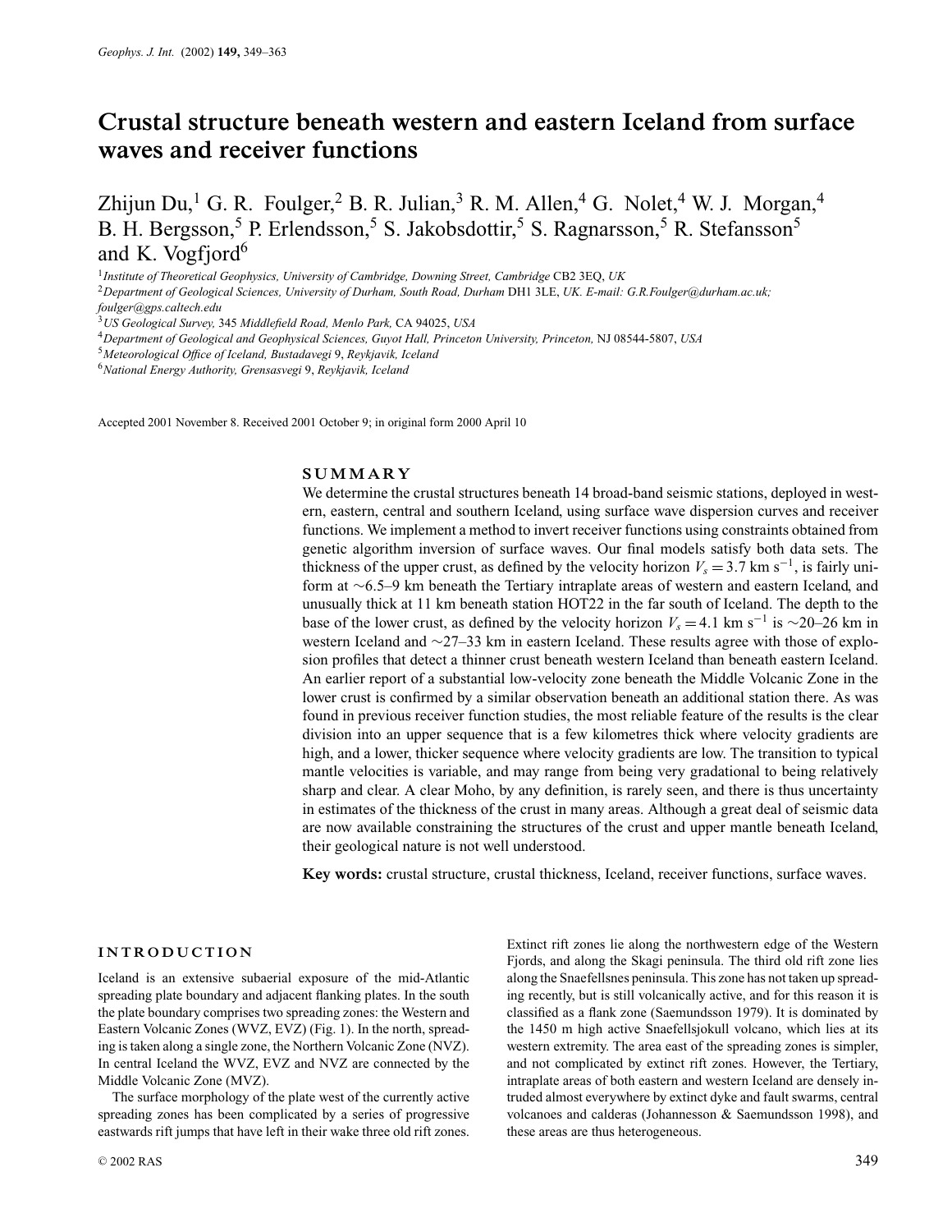# Crustal structure beneath western and eastern Iceland from surface waves and receiver functions

Zhijun Du,[1] G. R. Foulger,[2] B. R. Julian,[3] R. M. Allen,[4] G. Nolet,[4] W. J. Morgan,[4] B. H. Bergsson,[5] P. Erlendsson,[5] S. Jakobsdottir,[5] S. Ragnarsson,[5] R. Stefansson[5] and K. Vogfjord[6]

[1] *Institute of Theoretical Geophysics, University of Cambridge, Downing Street, Cambridge* CB2 3EQ, *UK*
[2] *Department of Geological Sciences, University of Durham, South Road, Durham* DH1 3LE, *UK. E-mail: G.R.Foulger@durham.ac.uk; foulger@gps.caltech.edu*
[3] *US Geological Survey,* 345 *Middlefield Road, Menlo Park,* CA 94025, *USA*
[4] *Department of Geological and Geophysical Sciences, Guyot Hall, Princeton University, Princeton,* NJ 08544-5807, *USA*
[5] *Meteorological Office of Iceland, Bustadavegi* 9, *Reykjavik, Iceland*
[6] *National Energy Authority, Grensasvegi* 9, *Reykjavik, Iceland*

Accepted 2001 November 8. Received 2001 October 9; in original form 2000 April 10

## SUMMARY

We determine the crustal structures beneath 14 broad-band seismic stations, deployed in western, eastern, central and southern Iceland, using surface wave dispersion curves and receiver functions. We implement a method to invert receiver functions using constraints obtained from genetic algorithm inversion of surface waves. Our final models satisfy both data sets. The thickness of the upper crust, as defined by the velocity horizon $V_s = 3.7$ km s$^{-1}$, is fairly uniform at ~6.5–9 km beneath the Tertiary intraplate areas of western and eastern Iceland, and unusually thick at 11 km beneath station HOT22 in the far south of Iceland. The depth to the base of the lower crust, as defined by the velocity horizon $V_s = 4.1$ km s$^{-1}$ is ~20–26 km in western Iceland and ~27–33 km in eastern Iceland. These results agree with those of explosion profiles that detect a thinner crust beneath western Iceland than beneath eastern Iceland. An earlier report of a substantial low-velocity zone beneath the Middle Volcanic Zone in the lower crust is confirmed by a similar observation beneath an additional station there. As was found in previous receiver function studies, the most reliable feature of the results is the clear division into an upper sequence that is a few kilometres thick where velocity gradients are high, and a lower, thicker sequence where velocity gradients are low. The transition to typical mantle velocities is variable, and may range from being very gradational to being relatively sharp and clear. A clear Moho, by any definition, is rarely seen, and there is thus uncertainty in estimates of the thickness of the crust in many areas. Although a great deal of seismic data are now available constraining the structures of the crust and upper mantle beneath Iceland, their geological nature is not well understood.

**Key words:** crustal structure, crustal thickness, Iceland, receiver functions, surface waves.

## INTRODUCTION

Iceland is an extensive subaerial exposure of the mid-Atlantic spreading plate boundary and adjacent flanking plates. In the south the plate boundary comprises two spreading zones: the Western and Eastern Volcanic Zones (WVZ, EVZ) (Fig. 1). In the north, spreading is taken along a single zone, the Northern Volcanic Zone (NVZ). In central Iceland the WVZ, EVZ and NVZ are connected by the Middle Volcanic Zone (MVZ).

The surface morphology of the plate west of the currently active spreading zones has been complicated by a series of progressive eastwards rift jumps that have left in their wake three old rift zones. Extinct rift zones lie along the northwestern edge of the Western Fjords, and along the Skagi peninsula. The third old rift zone lies along the Snaefellsnes peninsula. This zone has not taken up spreading recently, but is still volcanically active, and for this reason it is classified as a flank zone (Saemundsson 1979). It is dominated by the 1450 m high active Snaefellsjokull volcano, which lies at its western extremity. The area east of the spreading zones is simpler, and not complicated by extinct rift zones. However, the Tertiary, intraplate areas of both eastern and western Iceland are densely intruded almost everywhere by extinct dyke and fault swarms, central volcanoes and calderas (Johannesson & Saemundsson 1998), and these areas are thus heterogeneous.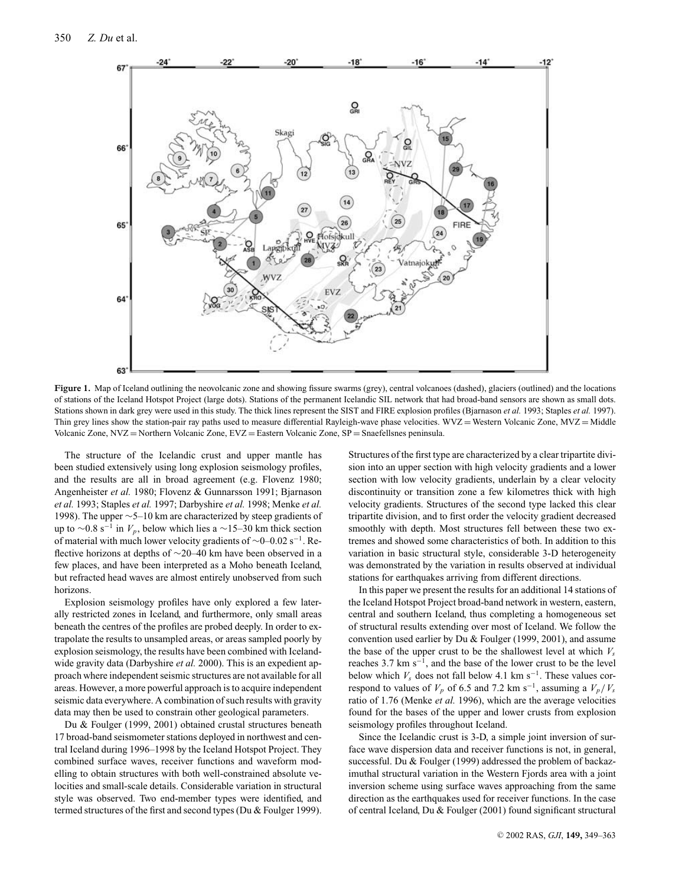**Figure 1.** Map of Iceland outlining the neovolcanic zone and showing fissure swarms (grey), central volcanoes (dashed), glaciers (outlined) and the locations of stations of the Iceland Hotspot Project (large dots). Stations of the permanent Icelandic SIL network that had broad-band sensors are shown as small dots. Stations shown in dark grey were used in this study. The thick lines represent the SIST and FIRE explosion profiles (Bjarnason *et al.* 1993; Staples *et al.* 1997). Thin grey lines show the station-pair ray paths used to measure differential Rayleigh-wave phase velocities. WVZ = Western Volcanic Zone, MVZ = Middle Volcanic Zone, NVZ = Northern Volcanic Zone, EVZ = Eastern Volcanic Zone, SP = Snaefellsnes peninsula.

The structure of the Icelandic crust and upper mantle has been studied extensively using long explosion seismology profiles, and the results are all in broad agreement (e.g. Flovenz 1980; Angenheister *et al.* 1980; Flovenz & Gunnarsson 1991; Bjarnason *et al.* 1993; Staples *et al.* 1997; Darbyshire *et al.* 1998; Menke *et al.* 1998). The upper ~5–10 km are characterized by steep gradients of up to ~0.8 $s^{-1}$ in $V_p$, below which lies a ~15–30 km thick section of material with much lower velocity gradients of ~0–0.02 $s^{-1}$. Reflective horizons at depths of ~20–40 km have been observed in a few places, and have been interpreted as a Moho beneath Iceland, but refracted head waves are almost entirely unobserved from such horizons.

Explosion seismology profiles have only explored a few laterally restricted zones in Iceland, and furthermore, only small areas beneath the centres of the profiles are probed deeply. In order to extrapolate the results to unsampled areas, or areas sampled poorly by explosion seismology, the results have been combined with Iceland-wide gravity data (Darbyshire *et al.* 2000). This is an expedient approach where independent seismic structures are not available for all areas. However, a more powerful approach is to acquire independent seismic data everywhere. A combination of such results with gravity data may then be used to constrain other geological parameters.

Du & Foulger (1999, 2001) obtained crustal structures beneath 17 broad-band seismometer stations deployed in northwest and central Iceland during 1996–1998 by the Iceland Hotspot Project. They combined surface waves, receiver functions and waveform modelling to obtain structures with both well-constrained absolute velocities and small-scale details. Considerable variation in structural style was observed. Two end-member types were identified, and termed structures of the first and second types (Du & Foulger 1999). Structures of the first type are characterized by a clear tripartite division into an upper section with high velocity gradients and a lower section with low velocity gradients, underlain by a clear velocity discontinuity or transition zone a few kilometres thick with high velocity gradients. Structures of the second type lacked this clear tripartite division, and to first order the velocity gradient decreased smoothly with depth. Most structures fell between these two extremes and showed some characteristics of both. In addition to this variation in basic structural style, considerable 3-D heterogeneity was demonstrated by the variation in results observed at individual stations for earthquakes arriving from different directions.

In this paper we present the results for an additional 14 stations of the Iceland Hotspot Project broad-band network in western, eastern, central and southern Iceland, thus completing a homogeneous set of structural results extending over most of Iceland. We follow the convention used earlier by Du & Foulger (1999, 2001), and assume the base of the upper crust to be the shallowest level at which $V_s$ reaches 3.7 km $s^{-1}$, and the base of the lower crust to be the level below which $V_s$ does not fall below 4.1 km $s^{-1}$. These values correspond to values of $V_p$ of 6.5 and 7.2 km $s^{-1}$, assuming a $V_p/V_s$ ratio of 1.76 (Menke *et al.* 1996), which are the average velocities found for the bases of the upper and lower crusts from explosion seismology profiles throughout Iceland.

Since the Icelandic crust is 3-D, a simple joint inversion of surface wave dispersion data and receiver functions is not, in general, successful. Du & Foulger (1999) addressed the problem of backazimuthal structural variation in the Western Fjords area with a joint inversion scheme using surface waves approaching from the same direction as the earthquakes used for receiver functions. In the case of central Iceland, Du & Foulger (2001) found significant structural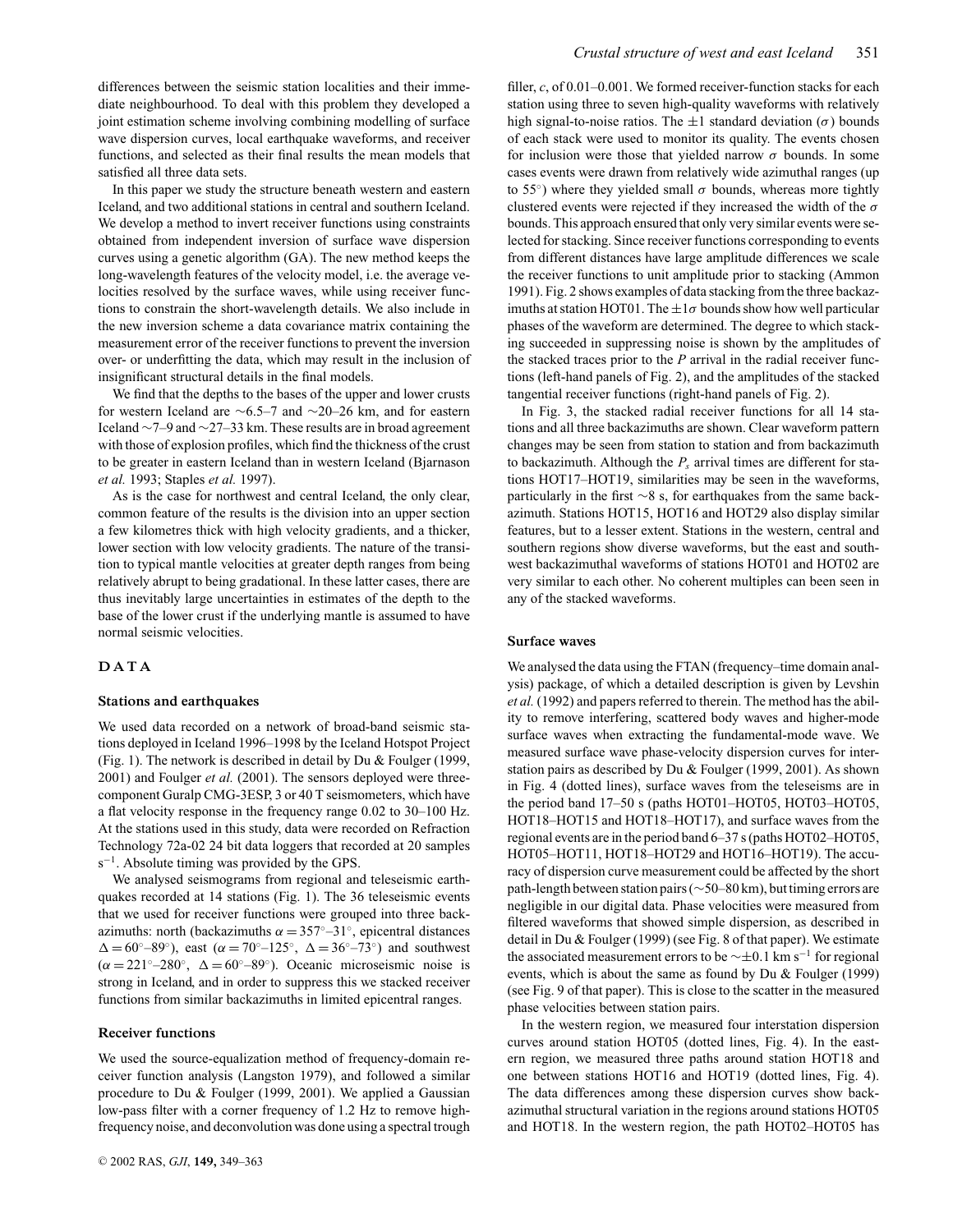differences between the seismic station localities and their immediate neighbourhood. To deal with this problem they developed a joint estimation scheme involving combining modelling of surface wave dispersion curves, local earthquake waveforms, and receiver functions, and selected as their final results the mean models that satisfied all three data sets.

In this paper we study the structure beneath western and eastern Iceland, and two additional stations in central and southern Iceland. We develop a method to invert receiver functions using constraints obtained from independent inversion of surface wave dispersion curves using a genetic algorithm (GA). The new method keeps the long-wavelength features of the velocity model, i.e. the average velocities resolved by the surface waves, while using receiver functions to constrain the short-wavelength details. We also include in the new inversion scheme a data covariance matrix containing the measurement error of the receiver functions to prevent the inversion over- or underfitting the data, which may result in the inclusion of insignificant structural details in the final models.

We find that the depths to the bases of the upper and lower crusts for western Iceland are ∼6.5–7 and ∼20–26 km, and for eastern Iceland ∼7–9 and ∼27–33 km. These results are in broad agreement with those of explosion profiles, which find the thickness of the crust to be greater in eastern Iceland than in western Iceland (Bjarnason *et al.* 1993; Staples *et al.* 1997).

As is the case for northwest and central Iceland, the only clear, common feature of the results is the division into an upper section a few kilometres thick with high velocity gradients, and a thicker, lower section with low velocity gradients. The nature of the transition to typical mantle velocities at greater depth ranges from being relatively abrupt to being gradational. In these latter cases, there are thus inevitably large uncertainties in estimates of the depth to the base of the lower crust if the underlying mantle is assumed to have normal seismic velocities.

## DATA

### Stations and earthquakes

We used data recorded on a network of broad-band seismic stations deployed in Iceland 1996–1998 by the Iceland Hotspot Project (Fig. 1). The network is described in detail by Du & Foulger (1999, 2001) and Foulger *et al.* (2001). The sensors deployed were three-component Guralp CMG-3ESP, 3 or 40 T seismometers, which have a flat velocity response in the frequency range 0.02 to 30–100 Hz. At the stations used in this study, data were recorded on Refraction Technology 72a-02 24 bit data loggers that recorded at 20 samples $s^{-1}$. Absolute timing was provided by the GPS.

We analysed seismograms from regional and teleseismic earthquakes recorded at 14 stations (Fig. 1). The 36 teleseismic events that we used for receiver functions were grouped into three backazimuths: north (backazimuths $\alpha = 357^\circ$–$31^\circ$, epicentral distances $\Delta = 60^\circ$–$89^\circ$), east ($\alpha = 70^\circ$–$125^\circ$, $\Delta = 36^\circ$–$73^\circ$) and southwest ($\alpha = 221^\circ$–$280^\circ$, $\Delta = 60^\circ$–$89^\circ$). Oceanic microseismic noise is strong in Iceland, and in order to suppress this we stacked receiver functions from similar backazimuths in limited epicentral ranges.

### Receiver functions

We used the source-equalization method of frequency-domain receiver function analysis (Langston 1979), and followed a similar procedure to Du & Foulger (1999, 2001). We applied a Gaussian low-pass filter with a corner frequency of 1.2 Hz to remove high-frequency noise, and deconvolution was done using a spectral trough filler, $c$, of 0.01–0.001. We formed receiver-function stacks for each station using three to seven high-quality waveforms with relatively high signal-to-noise ratios. The $\pm 1$ standard deviation ($\sigma$) bounds of each stack were used to monitor its quality. The events chosen for inclusion were those that yielded narrow $\sigma$ bounds. In some cases events were drawn from relatively wide azimuthal ranges (up to $55^\circ$) where they yielded small $\sigma$ bounds, whereas more tightly clustered events were rejected if they increased the width of the $\sigma$ bounds. This approach ensured that only very similar events were selected for stacking. Since receiver functions corresponding to events from different distances have large amplitude differences we scale the receiver functions to unit amplitude prior to stacking (Ammon 1991). Fig. 2 shows examples of data stacking from the three backazimuths at station HOT01. The $\pm 1\sigma$ bounds show how well particular phases of the waveform are determined. The degree to which stacking succeeded in suppressing noise is shown by the amplitudes of the stacked traces prior to the $P$ arrival in the radial receiver functions (left-hand panels of Fig. 2), and the amplitudes of the stacked tangential receiver functions (right-hand panels of Fig. 2).

In Fig. 3, the stacked radial receiver functions for all 14 stations and all three backazimuths are shown. Clear waveform pattern changes may be seen from station to station and from backazimuth to backazimuth. Although the $P_s$ arrival times are different for stations HOT17–HOT19, similarities may be seen in the waveforms, particularly in the first ∼8 s, for earthquakes from the same backazimuth. Stations HOT15, HOT16 and HOT29 also display similar features, but to a lesser extent. Stations in the western, central and southern regions show diverse waveforms, but the east and southwest backazimuthal waveforms of stations HOT01 and HOT02 are very similar to each other. No coherent multiples can been seen in any of the stacked waveforms.

### Surface waves

We analysed the data using the FTAN (frequency–time domain analysis) package, of which a detailed description is given by Levshin *et al.* (1992) and papers referred to therein. The method has the ability to remove interfering, scattered body waves and higher-mode surface waves when extracting the fundamental-mode wave. We measured surface wave phase-velocity dispersion curves for interstation pairs as described by Du & Foulger (1999, 2001). As shown in Fig. 4 (dotted lines), surface waves from the teleseisms are in the period band 17–50 s (paths HOT01–HOT05, HOT03–HOT05, HOT18–HOT15 and HOT18–HOT17), and surface waves from the regional events are in the period band 6–37 s (paths HOT02–HOT05, HOT05–HOT11, HOT18–HOT29 and HOT16–HOT19). The accuracy of dispersion curve measurement could be affected by the short path-length between station pairs (∼50–80 km), but timing errors are negligible in our digital data. Phase velocities were measured from filtered waveforms that showed simple dispersion, as described in detail in Du & Foulger (1999) (see Fig. 8 of that paper). We estimate the associated measurement errors to be $\sim\pm 0.1$ km $s^{-1}$ for regional events, which is about the same as found by Du & Foulger (1999) (see Fig. 9 of that paper). This is close to the scatter in the measured phase velocities between station pairs.

In the western region, we measured four interstation dispersion curves around station HOT05 (dotted lines, Fig. 4). In the eastern region, we measured three paths around station HOT18 and one between stations HOT16 and HOT19 (dotted lines, Fig. 4). The data differences among these dispersion curves show backazimuthal structural variation in the regions around stations HOT05 and HOT18. In the western region, the path HOT02–HOT05 has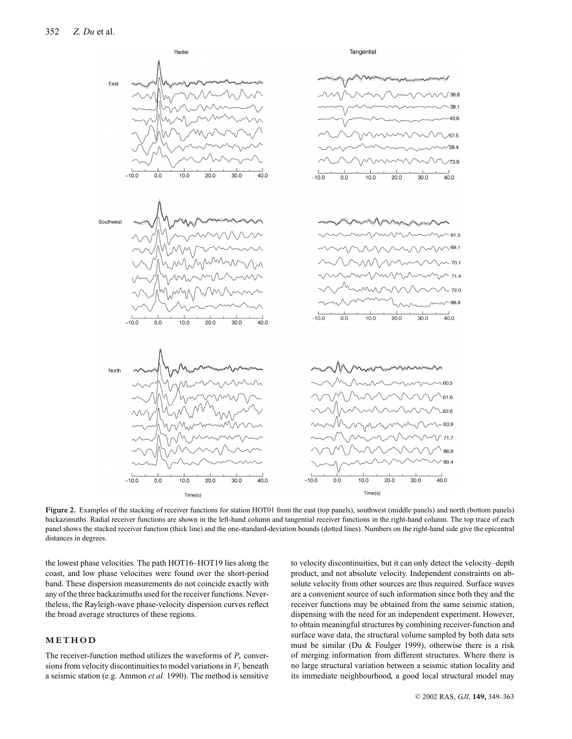**Figure 2.** Examples of the stacking of receiver functions for station HOT01 from the east (top panels), southwest (middle panels) and north (bottom panels) backazimuths. Radial receiver functions are shown in the left-hand column and tangential receiver functions in the right-hand column. The top trace of each panel shows the stacked receiver function (thick line) and the one-standard-deviation bounds (dotted lines). Numbers on the right-hand side give the epicentral distances in degrees.

the lowest phase velocities. The path HOT16–HOT19 lies along the coast, and low phase velocities were found over the short-period band. These dispersion measurements do not coincide exactly with any of the three backazimuths used for the receiver functions. Nevertheless, the Rayleigh-wave phase-velocity dispersion curves reflect the broad average structures of these regions.

## METHOD

The receiver-function method utilizes the waveforms of $P_s$ conversions from velocity discontinuities to model variations in $V_s$ beneath a seismic station (e.g. Ammon *et al.* 1990). The method is sensitive to velocity discontinuities, but it can only detect the velocity–depth product, and not absolute velocity. Independent constraints on absolute velocity from other sources are thus required. Surface waves are a convenient source of such information since both they and the receiver functions may be obtained from the same seismic station, dispensing with the need for an independent experiment. However, to obtain meaningful structures by combining receiver-function and surface wave data, the structural volume sampled by both data sets must be similar (Du & Foulger 1999), otherwise there is a risk of merging information from different structures. Where there is no large structural variation between a seismic station locality and its immediate neighbourhood, a good local structural model may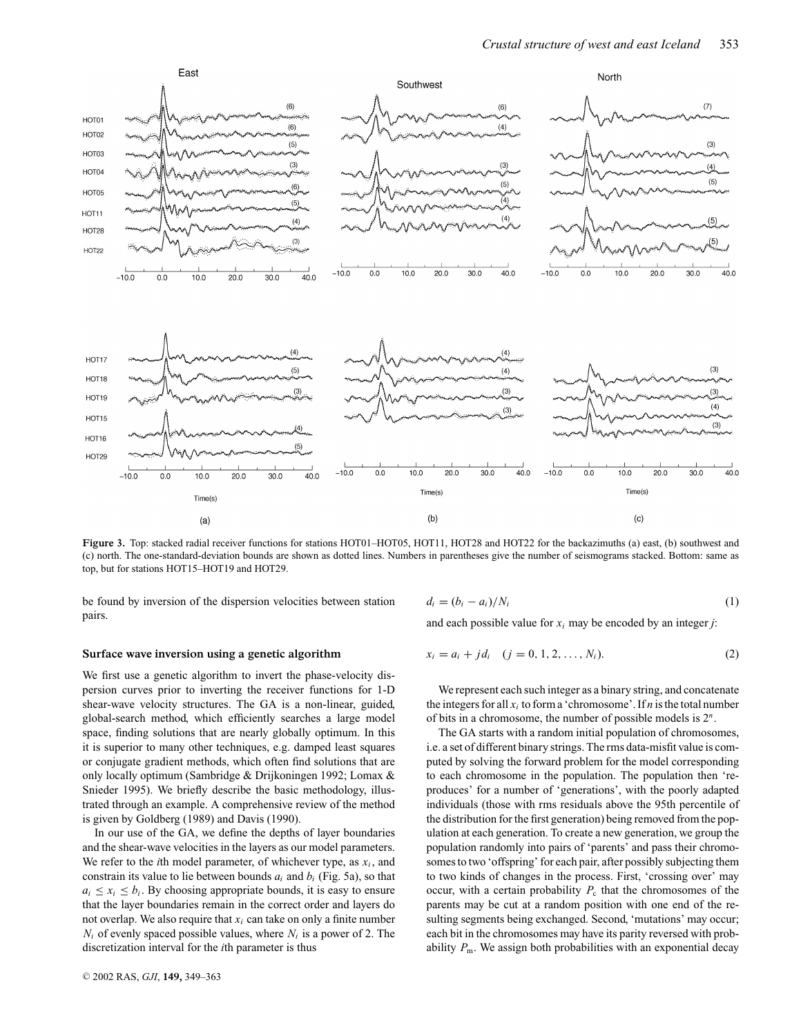**Figure 3.** Top: stacked radial receiver functions for stations HOT01–HOT05, HOT11, HOT28 and HOT22 for the backazimuths (a) east, (b) southwest and (c) north. The one-standard-deviation bounds are shown as dotted lines. Numbers in parentheses give the number of seismograms stacked. Bottom: same as top, but for stations HOT15–HOT19 and HOT29.

be found by inversion of the dispersion velocities between station pairs.

## Surface wave inversion using a genetic algorithm

We first use a genetic algorithm to invert the phase-velocity dispersion curves prior to inverting the receiver functions for 1-D shear-wave velocity structures. The GA is a non-linear, guided, global-search method, which efficiently searches a large model space, finding solutions that are nearly globally optimum. In this it is superior to many other techniques, e.g. damped least squares or conjugate gradient methods, which often find solutions that are only locally optimum (Sambridge & Drijkoningen 1992; Lomax & Snieder 1995). We briefly describe the basic methodology, illustrated through an example. A comprehensive review of the method is given by Goldberg (1989) and Davis (1990).

In our use of the GA, we define the depths of layer boundaries and the shear-wave velocities in the layers as our model parameters. We refer to the $i$th model parameter, of whichever type, as $x_i$, and constrain its value to lie between bounds $a_i$ and $b_i$ (Fig. 5a), so that $a_i \leq x_i \leq b_i$. By choosing appropriate bounds, it is easy to ensure that the layer boundaries remain in the correct order and layers do not overlap. We also require that $x_i$ can take on only a finite number $N_i$ of evenly spaced possible values, where $N_i$ is a power of 2. The discretization interval for the $i$th parameter is thus

$$d_i = (b_i - a_i)/N_i \tag{1}$$

and each possible value for $x_i$ may be encoded by an integer $j$:

$$x_i = a_i + j d_i \quad (j = 0, 1, 2, \ldots, N_i). \tag{2}$$

We represent each such integer as a binary string, and concatenate the integers for all $x_i$ to form a 'chromosome'. If $n$ is the total number of bits in a chromosome, the number of possible models is $2^n$.

The GA starts with a random initial population of chromosomes, i.e. a set of different binary strings. The rms data-misfit value is computed by solving the forward problem for the model corresponding to each chromosome in the population. The population then 'reproduces' for a number of 'generations', with the poorly adapted individuals (those with rms residuals above the 95th percentile of the distribution for the first generation) being removed from the population at each generation. To create a new generation, we group the population randomly into pairs of 'parents' and pass their chromosomes to two 'offspring' for each pair, after possibly subjecting them to two kinds of changes in the process. First, 'crossing over' may occur, with a certain probability $P_c$ that the chromosomes of the parents may be cut at a random position with one end of the resulting segments being exchanged. Second, 'mutations' may occur; each bit in the chromosomes may have its parity reversed with probability $P_m$. We assign both probabilities with an exponential decay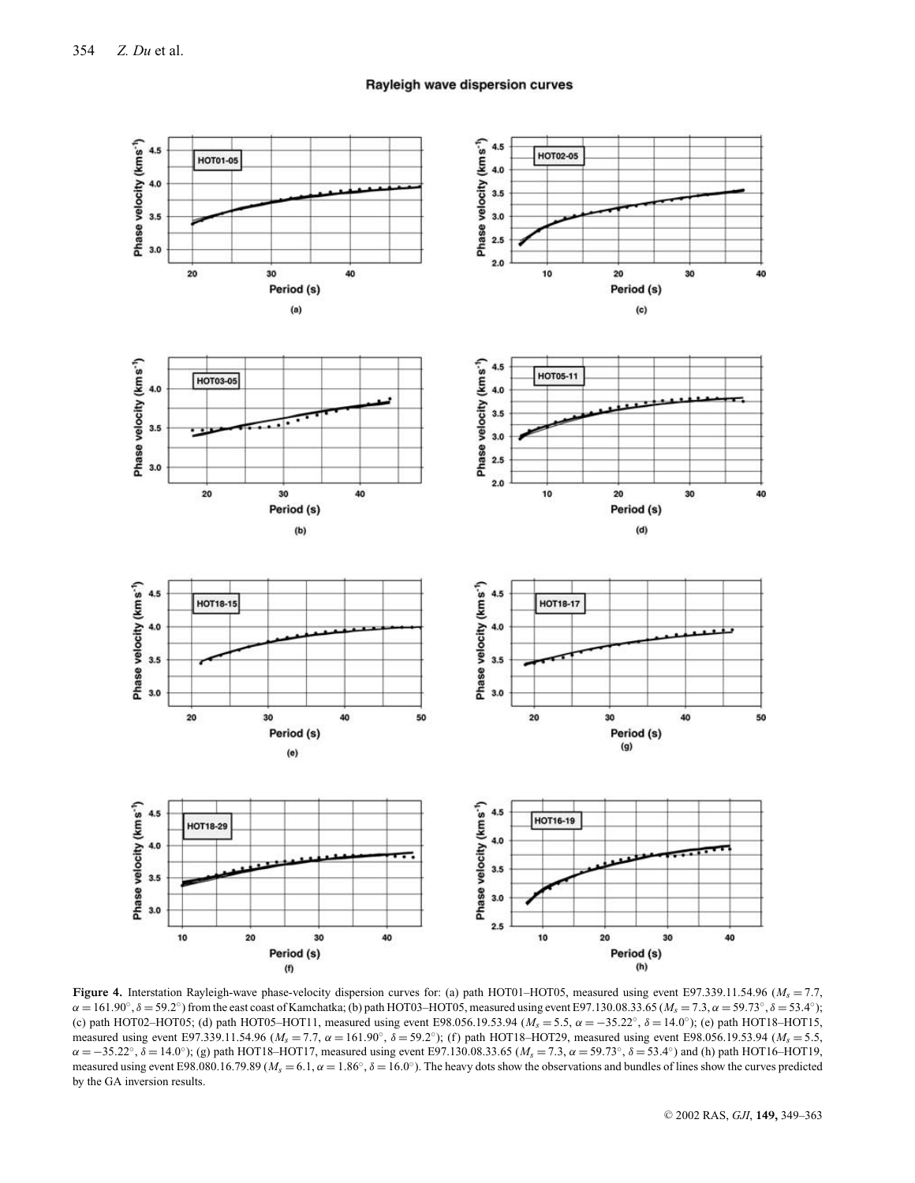**Rayleigh wave dispersion curves**

**Figure 4.** Interstation Rayleigh-wave phase-velocity dispersion curves for: (a) path HOT01–HOT05, measured using event E97.339.11.54.96 ($M_s = 7.7$, $\alpha = 161.90^\circ$, $\delta = 59.2^\circ$) from the east coast of Kamchatka; (b) path HOT03–HOT05, measured using event E97.130.08.33.65 ($M_s = 7.3$, $\alpha = 59.73^\circ$, $\delta = 53.4^\circ$); (c) path HOT02–HOT05; (d) path HOT05–HOT11, measured using event E98.056.19.53.94 ($M_s = 5.5$, $\alpha = -35.22^\circ$, $\delta = 14.0^\circ$); (e) path HOT18–HOT15, measured using event E97.339.11.54.96 ($M_s = 7.7$, $\alpha = 161.90^\circ$, $\delta = 59.2^\circ$); (f) path HOT18–HOT29, measured using event E98.056.19.53.94 ($M_s = 5.5$, $\alpha = -35.22^\circ$, $\delta = 14.0^\circ$); (g) path HOT18–HOT17, measured using event E97.130.08.33.65 ($M_s = 7.3$, $\alpha = 59.73^\circ$, $\delta = 53.4^\circ$) and (h) path HOT16–HOT19, measured using event E98.080.16.79.89 ($M_s = 6.1$, $\alpha = 1.86^\circ$, $\delta = 16.0^\circ$). The heavy dots show the observations and bundles of lines show the curves predicted by the GA inversion results.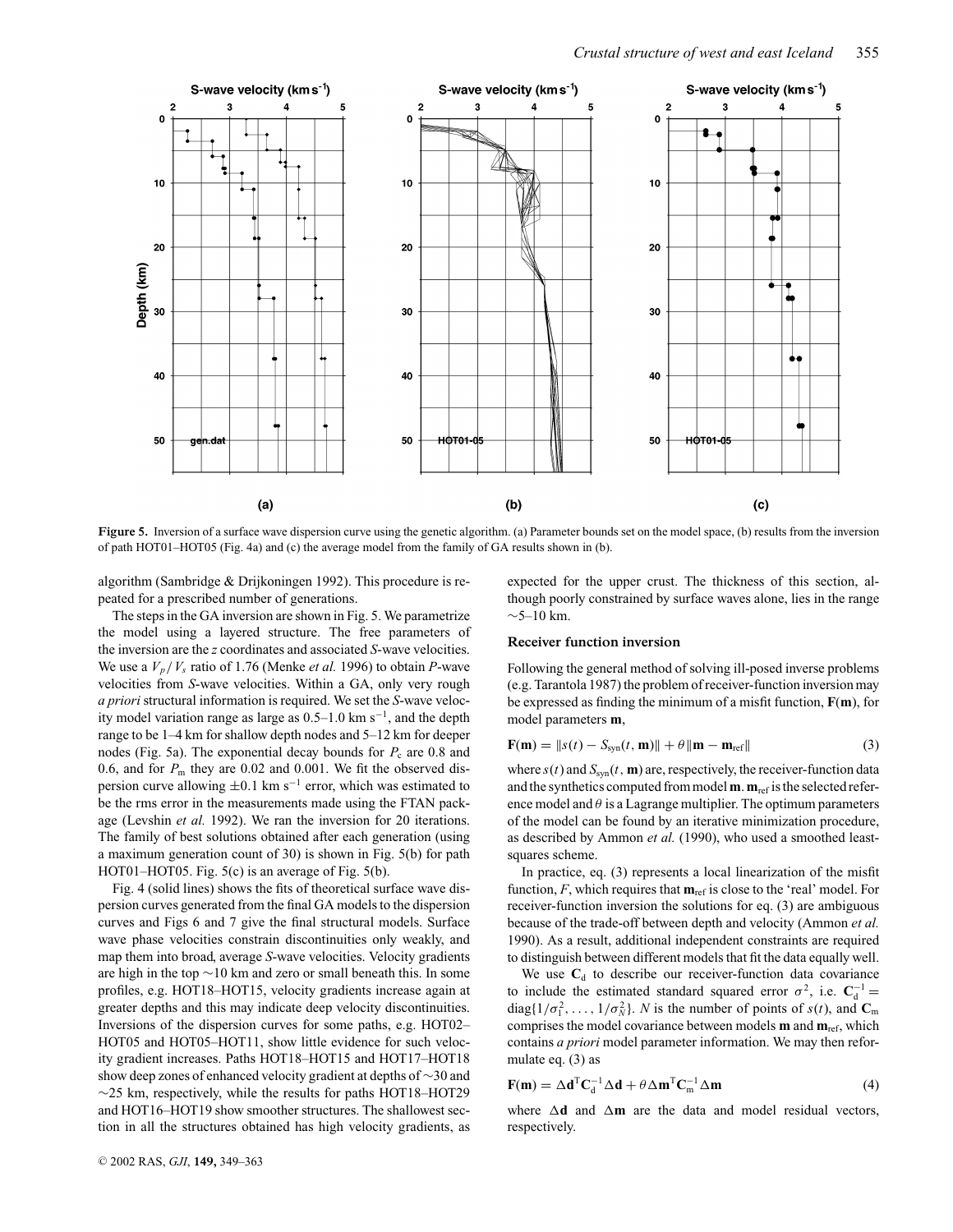**Figure 5.** Inversion of a surface wave dispersion curve using the genetic algorithm. (a) Parameter bounds set on the model space, (b) results from the inversion of path HOT01–HOT05 (Fig. 4a) and (c) the average model from the family of GA results shown in (b).

algorithm (Sambridge & Drijkoningen 1992). This procedure is repeated for a prescribed number of generations.

The steps in the GA inversion are shown in Fig. 5. We parametrize the model using a layered structure. The free parameters of the inversion are the $z$ coordinates and associated $S$-wave velocities. We use a $V_p/V_s$ ratio of 1.76 (Menke *et al.* 1996) to obtain $P$-wave velocities from $S$-wave velocities. Within a GA, only very rough *a priori* structural information is required. We set the $S$-wave velocity model variation range as large as 0.5–1.0 km s$^{-1}$, and the depth range to be 1–4 km for shallow depth nodes and 5–12 km for deeper nodes (Fig. 5a). The exponential decay bounds for $P_c$ are 0.8 and 0.6, and for $P_m$ they are 0.02 and 0.001. We fit the observed dispersion curve allowing $\pm 0.1$ km s$^{-1}$ error, which was estimated to be the rms error in the measurements made using the FTAN package (Levshin *et al.* 1992). We ran the inversion for 20 iterations. The family of best solutions obtained after each generation (using a maximum generation count of 30) is shown in Fig. 5(b) for path HOT01–HOT05. Fig. 5(c) is an average of Fig. 5(b).

Fig. 4 (solid lines) shows the fits of theoretical surface wave dispersion curves generated from the final GA models to the dispersion curves and Figs 6 and 7 give the final structural models. Surface wave phase velocities constrain discontinuities only weakly, and map them into broad, average $S$-wave velocities. Velocity gradients are high in the top $\sim$10 km and zero or small beneath this. In some profiles, e.g. HOT18–HOT15, velocity gradients increase again at greater depths and this may indicate deep velocity discontinuities. Inversions of the dispersion curves for some paths, e.g. HOT02–HOT05 and HOT05–HOT11, show little evidence for such velocity gradient increases. Paths HOT18–HOT15 and HOT17–HOT18 show deep zones of enhanced velocity gradient at depths of $\sim$30 and $\sim$25 km, respectively, while the results for paths HOT18–HOT29 and HOT16–HOT19 show smoother structures. The shallowest section in all the structures obtained has high velocity gradients, as expected for the upper crust. The thickness of this section, although poorly constrained by surface waves alone, lies in the range $\sim$5–10 km.

### Receiver function inversion

Following the general method of solving ill-posed inverse problems (e.g. Tarantola 1987) the problem of receiver-function inversion may be expressed as finding the minimum of a misfit function, $\mathbf{F}(\mathbf{m})$, for model parameters $\mathbf{m}$,

$$\mathbf{F}(\mathbf{m}) = \|s(t) - S_{\text{syn}}(t, \mathbf{m})\| + \theta \|\mathbf{m} - \mathbf{m}_{\text{ref}}\| \tag{3}$$

where $s(t)$ and $S_{\text{syn}}(t, \mathbf{m})$ are, respectively, the receiver-function data and the synthetics computed from model $\mathbf{m}$. $\mathbf{m}_{\text{ref}}$ is the selected reference model and $\theta$ is a Lagrange multiplier. The optimum parameters of the model can be found by an iterative minimization procedure, as described by Ammon *et al.* (1990), who used a smoothed least-squares scheme.

In practice, eq. (3) represents a local linearization of the misfit function, $F$, which requires that $\mathbf{m}_{\text{ref}}$ is close to the 'real' model. For receiver-function inversion the solutions for eq. (3) are ambiguous because of the trade-off between depth and velocity (Ammon *et al.* 1990). As a result, additional independent constraints are required to distinguish between different models that fit the data equally well.

We use $\mathbf{C}_d$ to describe our receiver-function data covariance to include the estimated standard squared error $\sigma^2$, i.e. $\mathbf{C}_d^{-1} = \text{diag}\{1/\sigma_1^2, \ldots, 1/\sigma_N^2\}$. $N$ is the number of points of $s(t)$, and $\mathbf{C}_m$ comprises the model covariance between models $\mathbf{m}$ and $\mathbf{m}_{\text{ref}}$, which contains *a priori* model parameter information. We may then reformulate eq. (3) as

$$\mathbf{F}(\mathbf{m}) = \Delta\mathbf{d}^{\mathrm{T}}\mathbf{C}_d^{-1}\Delta\mathbf{d} + \theta\Delta\mathbf{m}^{\mathrm{T}}\mathbf{C}_m^{-1}\Delta\mathbf{m} \tag{4}$$

where $\Delta\mathbf{d}$ and $\Delta\mathbf{m}$ are the data and model residual vectors, respectively.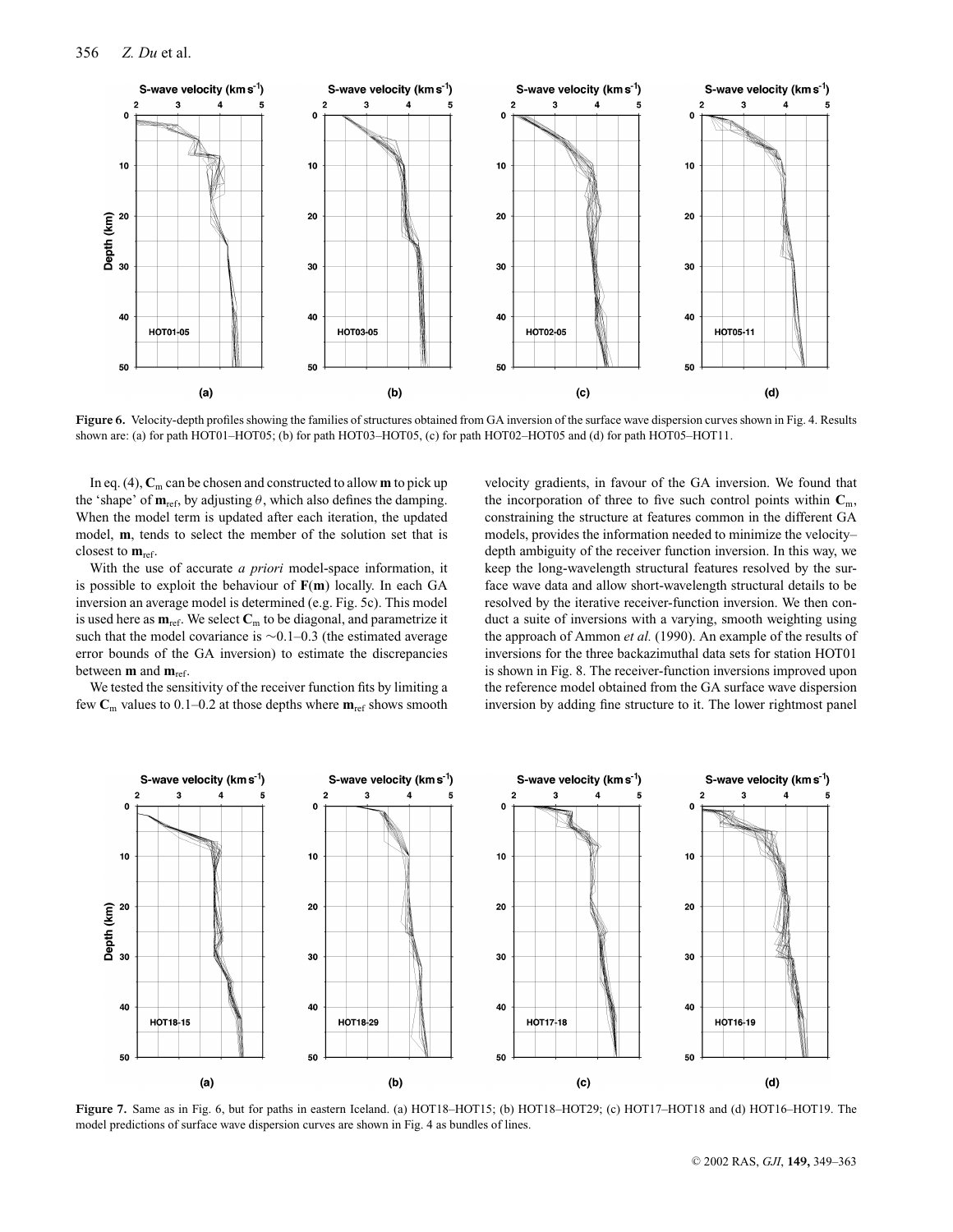**Figure 6.** Velocity-depth profiles showing the families of structures obtained from GA inversion of the surface wave dispersion curves shown in Fig. 4. Results shown are: (a) for path HOT01–HOT05; (b) for path HOT03–HOT05, (c) for path HOT02–HOT05 and (d) for path HOT05–HOT11.

In eq. (4), $\mathbf{C}_m$ can be chosen and constructed to allow $\mathbf{m}$ to pick up the 'shape' of $\mathbf{m}_{ref}$, by adjusting $\theta$, which also defines the damping. When the model term is updated after each iteration, the updated model, $\mathbf{m}$, tends to select the member of the solution set that is closest to $\mathbf{m}_{ref}$.

With the use of accurate *a priori* model-space information, it is possible to exploit the behaviour of $\mathbf{F}(\mathbf{m})$ locally. In each GA inversion an average model is determined (e.g. Fig. 5c). This model is used here as $\mathbf{m}_{ref}$. We select $\mathbf{C}_m$ to be diagonal, and parametrize it such that the model covariance is $\sim$0.1–0.3 (the estimated average error bounds of the GA inversion) to estimate the discrepancies between $\mathbf{m}$ and $\mathbf{m}_{ref}$.

We tested the sensitivity of the receiver function fits by limiting a few $\mathbf{C}_m$ values to 0.1–0.2 at those depths where $\mathbf{m}_{ref}$ shows smooth velocity gradients, in favour of the GA inversion. We found that the incorporation of three to five such control points within $\mathbf{C}_m$, constraining the structure at features common in the different GA models, provides the information needed to minimize the velocity–depth ambiguity of the receiver function inversion. In this way, we keep the long-wavelength structural features resolved by the surface wave data and allow short-wavelength structural details to be resolved by the iterative receiver-function inversion. We then conduct a suite of inversions with a varying, smooth weighting using the approach of Ammon *et al.* (1990). An example of the results of inversions for the three backazimuthal data sets for station HOT01 is shown in Fig. 8. The receiver-function inversions improved upon the reference model obtained from the GA surface wave dispersion inversion by adding fine structure to it. The lower rightmost panel

**Figure 7.** Same as in Fig. 6, but for paths in eastern Iceland. (a) HOT18–HOT15; (b) HOT18–HOT29; (c) HOT17–HOT18 and (d) HOT16–HOT19. The model predictions of surface wave dispersion curves are shown in Fig. 4 as bundles of lines.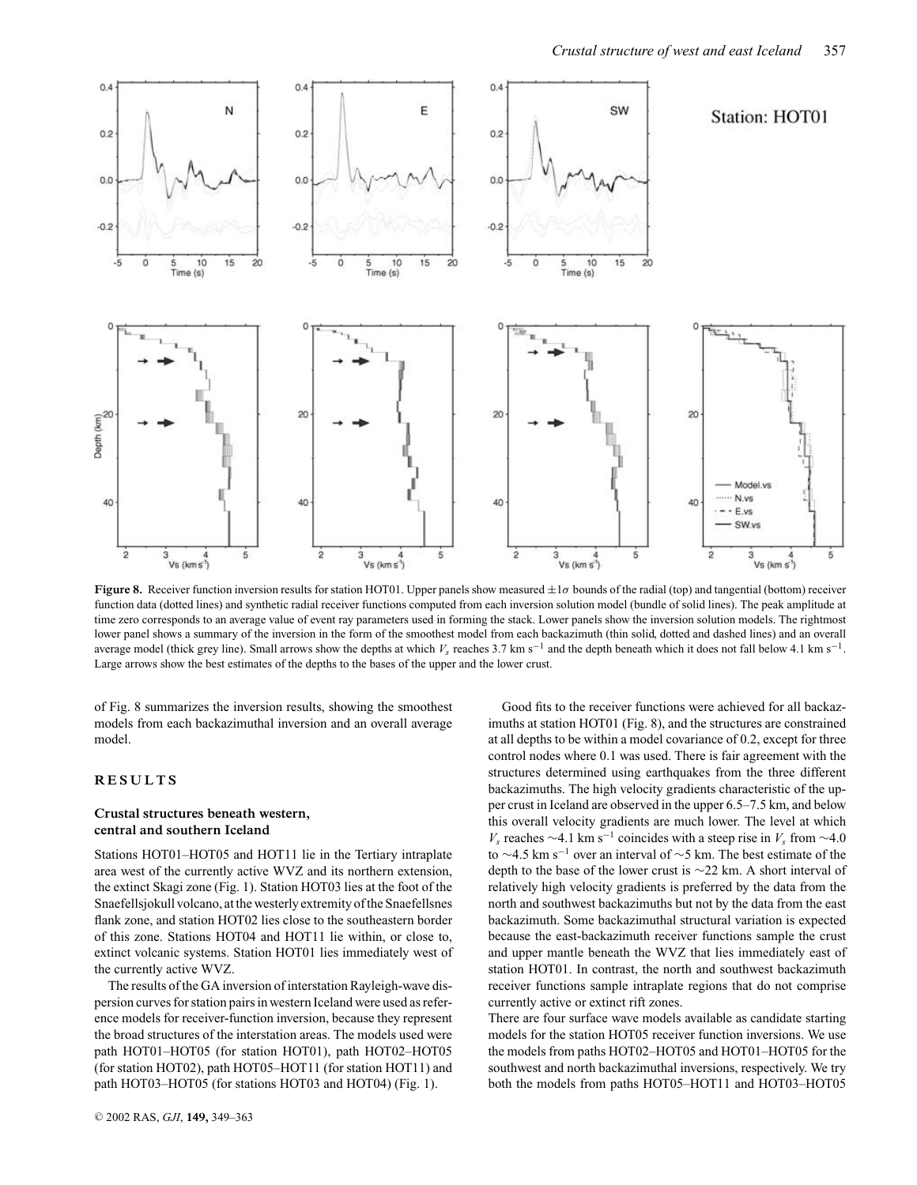**Figure 8.** Receiver function inversion results for station HOT01. Upper panels show measured $\pm 1\sigma$ bounds of the radial (top) and tangential (bottom) receiver function data (dotted lines) and synthetic radial receiver functions computed from each inversion solution model (bundle of solid lines). The peak amplitude at time zero corresponds to an average value of event ray parameters used in forming the stack. Lower panels show the inversion solution models. The rightmost lower panel shows a summary of the inversion in the form of the smoothest model from each backazimuth (thin solid, dotted and dashed lines) and an overall average model (thick grey line). Small arrows show the depths at which $V_s$ reaches 3.7 km s$^{-1}$ and the depth beneath which it does not fall below 4.1 km s$^{-1}$. Large arrows show the best estimates of the depths to the bases of the upper and the lower crust.

of Fig. 8 summarizes the inversion results, showing the smoothest models from each backazimuthal inversion and an overall average model.

## RESULTS

### Crustal structures beneath western, central and southern Iceland

Stations HOT01–HOT05 and HOT11 lie in the Tertiary intraplate area west of the currently active WVZ and its northern extension, the extinct Skagi zone (Fig. 1). Station HOT03 lies at the foot of the Snaefellsjokull volcano, at the westerly extremity of the Snaefellsnes flank zone, and station HOT02 lies close to the southeastern border of this zone. Stations HOT04 and HOT11 lie within, or close to, extinct volcanic systems. Station HOT01 lies immediately west of the currently active WVZ.

The results of the GA inversion of interstation Rayleigh-wave dispersion curves for station pairs in western Iceland were used as reference models for receiver-function inversion, because they represent the broad structures of the interstation areas. The models used were path HOT01–HOT05 (for station HOT01), path HOT02–HOT05 (for station HOT02), path HOT05–HOT11 (for station HOT11) and path HOT03–HOT05 (for stations HOT03 and HOT04) (Fig. 1).

Good fits to the receiver functions were achieved for all backazimuths at station HOT01 (Fig. 8), and the structures are constrained at all depths to be within a model covariance of 0.2, except for three control nodes where 0.1 was used. There is fair agreement with the structures determined using earthquakes from the three different backazimuths. The high velocity gradients characteristic of the upper crust in Iceland are observed in the upper 6.5–7.5 km, and below this overall velocity gradients are much lower. The level at which $V_s$ reaches ~4.1 km s$^{-1}$ coincides with a steep rise in $V_s$ from ~4.0 to ~4.5 km s$^{-1}$ over an interval of ~5 km. The best estimate of the depth to the base of the lower crust is ~22 km. A short interval of relatively high velocity gradients is preferred by the data from the north and southwest backazimuths but not by the data from the east backazimuth. Some backazimuthal structural variation is expected because the east-backazimuth receiver functions sample the crust and upper mantle beneath the WVZ that lies immediately east of station HOT01. In contrast, the north and southwest backazimuth receiver functions sample intraplate regions that do not comprise currently active or extinct rift zones.

There are four surface wave models available as candidate starting models for the station HOT05 receiver function inversions. We use the models from paths HOT02–HOT05 and HOT01–HOT05 for the southwest and north backazimuthal inversions, respectively. We try both the models from paths HOT05–HOT11 and HOT03–HOT05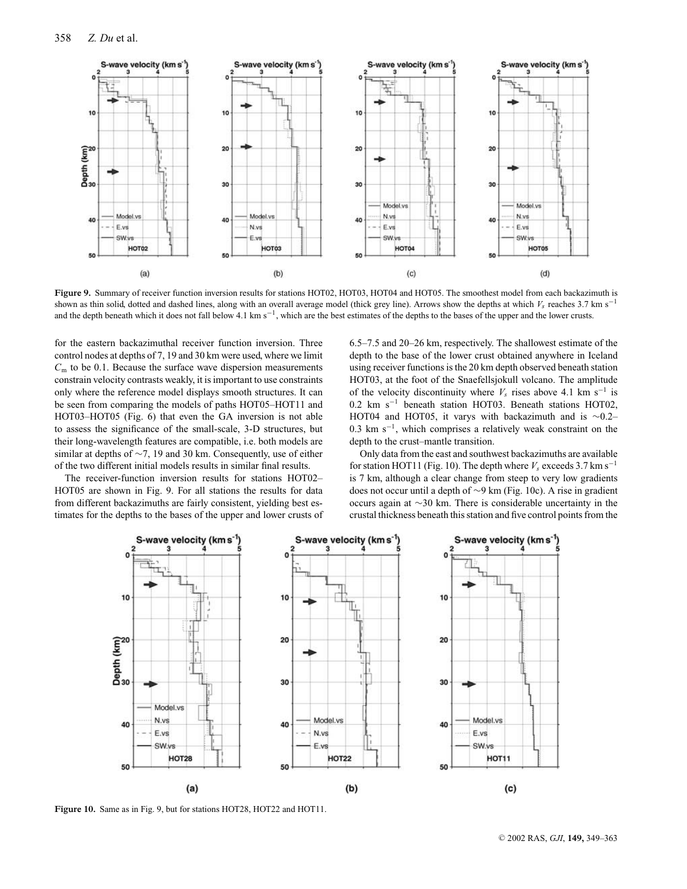**Figure 9.** Summary of receiver function inversion results for stations HOT02, HOT03, HOT04 and HOT05. The smoothest model from each backazimuth is shown as thin solid, dotted and dashed lines, along with an overall average model (thick grey line). Arrows show the depths at which $V_s$ reaches 3.7 km s$^{-1}$ and the depth beneath which it does not fall below 4.1 km s$^{-1}$, which are the best estimates of the depths to the bases of the upper and the lower crusts.

for the eastern backazimuthal receiver function inversion. Three control nodes at depths of 7, 19 and 30 km were used, where we limit $C_m$ to be 0.1. Because the surface wave dispersion measurements constrain velocity contrasts weakly, it is important to use constraints only where the reference model displays smooth structures. It can be seen from comparing the models of paths HOT05–HOT11 and HOT03–HOT05 (Fig. 6) that even the GA inversion is not able to assess the significance of the small-scale, 3-D structures, but their long-wavelength features are compatible, i.e. both models are similar at depths of ∼7, 19 and 30 km. Consequently, use of either of the two different initial models results in similar final results.

The receiver-function inversion results for stations HOT02–HOT05 are shown in Fig. 9. For all stations the results for data from different backazimuths are fairly consistent, yielding best estimates for the depths to the bases of the upper and lower crusts of 6.5–7.5 and 20–26 km, respectively. The shallowest estimate of the depth to the base of the lower crust obtained anywhere in Iceland using receiver functions is the 20 km depth observed beneath station HOT03, at the foot of the Snaefellsjokull volcano. The amplitude of the velocity discontinuity where $V_s$ rises above 4.1 km s$^{-1}$ is 0.2 km s$^{-1}$ beneath station HOT03. Beneath stations HOT02, HOT04 and HOT05, it varys with backazimuth and is ∼0.2–0.3 km s$^{-1}$, which comprises a relatively weak constraint on the depth to the crust–mantle transition.

Only data from the east and southwest backazimuths are available for station HOT11 (Fig. 10). The depth where $V_s$ exceeds 3.7 km s$^{-1}$ is 7 km, although a clear change from steep to very low gradients does not occur until a depth of ∼9 km (Fig. 10c). A rise in gradient occurs again at ∼30 km. There is considerable uncertainty in the crustal thickness beneath this station and five control points from the

**Figure 10.** Same as in Fig. 9, but for stations HOT28, HOT22 and HOT11.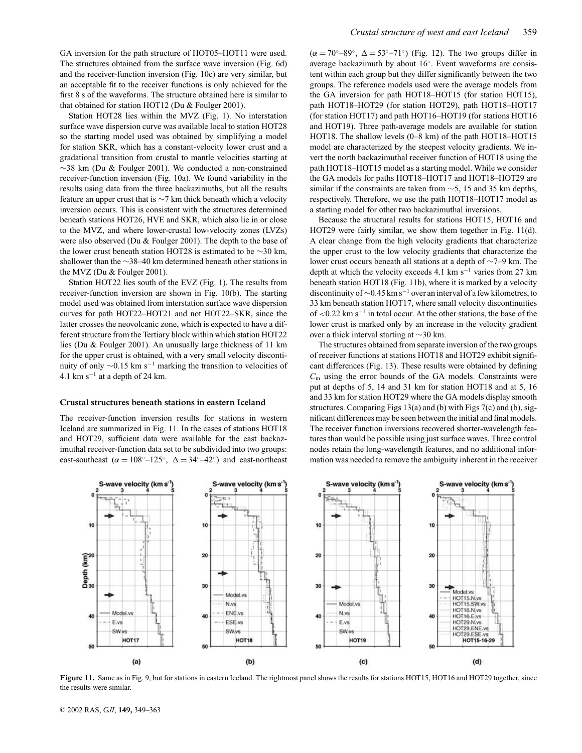GA inversion for the path structure of HOT05–HOT11 were used. The structures obtained from the surface wave inversion (Fig. 6d) and the receiver-function inversion (Fig. 10c) are very similar, but an acceptable fit to the receiver functions is only achieved for the first 8 s of the waveforms. The structure obtained here is similar to that obtained for station HOT12 (Du & Foulger 2001).

Station HOT28 lies within the MVZ (Fig. 1). No interstation surface wave dispersion curve was available local to station HOT28 so the starting model used was obtained by simplifying a model for station SKR, which has a constant-velocity lower crust and a gradational transition from crustal to mantle velocities starting at ∼38 km (Du & Foulger 2001). We conducted a non-constrained receiver-function inversion (Fig. 10a). We found variability in the results using data from the three backazimuths, but all the results feature an upper crust that is ∼7 km thick beneath which a velocity inversion occurs. This is consistent with the structures determined beneath stations HOT26, HVE and SKR, which also lie in or close to the MVZ, and where lower-crustal low-velocity zones (LVZs) were also observed (Du & Foulger 2001). The depth to the base of the lower crust beneath station HOT28 is estimated to be ∼30 km, shallower than the ∼38–40 km determined beneath other stations in the MVZ (Du & Foulger 2001).

Station HOT22 lies south of the EVZ (Fig. 1). The results from receiver-function inversion are shown in Fig. 10(b). The starting model used was obtained from interstation surface wave dispersion curves for path HOT22–HOT21 and not HOT22–SKR, since the latter crosses the neovolcanic zone, which is expected to have a different structure from the Tertiary block within which station HOT22 lies (Du & Foulger 2001). An unusually large thickness of 11 km for the upper crust is obtained, with a very small velocity discontinuity of only ∼0.15 km s$^{-1}$ marking the transition to velocities of 4.1 km s$^{-1}$ at a depth of 24 km.

## Crustal structures beneath stations in eastern Iceland

The receiver-function inversion results for stations in western Iceland are summarized in Fig. 11. In the cases of stations HOT18 and HOT29, sufficient data were available for the east backazimuthal receiver-function data set to be subdivided into two groups: east-southeast ($\alpha = 108^\circ$–$125^\circ$, $\Delta = 34^\circ$–$42^\circ$) and east-northeast ($\alpha = 70^\circ$–$89^\circ$, $\Delta = 53^\circ$–$71^\circ$) (Fig. 12). The two groups differ in average backazimuth by about 16°. Event waveforms are consistent within each group but they differ significantly between the two groups. The reference models used were the average models from the GA inversion for path HOT18–HOT15 (for station HOT15), path HOT18–HOT29 (for station HOT29), path HOT18–HOT17 (for station HOT17) and path HOT16–HOT19 (for stations HOT16 and HOT19). Three path-average models are available for station HOT18. The shallow levels (0–8 km) of the path HOT18–HOT15 model are characterized by the steepest velocity gradients. We invert the north backazimuthal receiver function of HOT18 using the path HOT18–HOT15 model as a starting model. While we consider the GA models for paths HOT18–HOT17 and HOT18–HOT29 are similar if the constraints are taken from ∼5, 15 and 35 km depths, respectively. Therefore, we use the path HOT18–HOT17 model as a starting model for other two backazimuthal inversions.

Because the structural results for stations HOT15, HOT16 and HOT29 were fairly similar, we show them together in Fig. 11(d). A clear change from the high velocity gradients that characterize the upper crust to the low velocity gradients that characterize the lower crust occurs beneath all stations at a depth of ∼7–9 km. The depth at which the velocity exceeds 4.1 km s$^{-1}$ varies from 27 km beneath station HOT18 (Fig. 11b), where it is marked by a velocity discontinuity of ∼0.45 km s$^{-1}$ over an interval of a few kilometres, to 33 km beneath station HOT17, where small velocity discontinuities of <0.22 km s$^{-1}$ in total occur. At the other stations, the base of the lower crust is marked only by an increase in the velocity gradient over a thick interval starting at ∼30 km.

The structures obtained from separate inversion of the two groups of receiver functions at stations HOT18 and HOT29 exhibit significant differences (Fig. 13). These results were obtained by defining $C_m$ using the error bounds of the GA models. Constraints were put at depths of 5, 14 and 31 km for station HOT18 and at 5, 16 and 33 km for station HOT29 where the GA models display smooth structures. Comparing Figs 13(a) and (b) with Figs 7(c) and (b), significant differences may be seen between the initial and final models. The receiver function inversions recovered shorter-wavelength features than would be possible using just surface waves. Three control nodes retain the long-wavelength features, and no additional information was needed to remove the ambiguity inherent in the receiver

**Figure 11.** Same as in Fig. 9, but for stations in eastern Iceland. The rightmost panel shows the results for stations HOT15, HOT16 and HOT29 together, since the results were similar.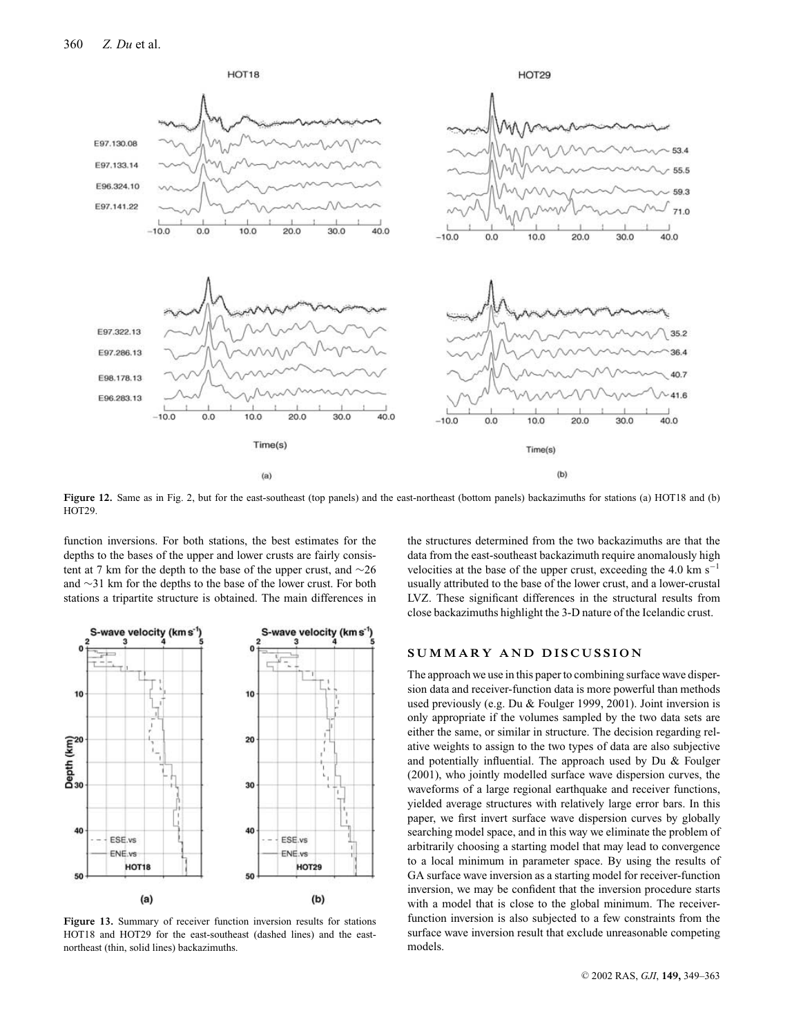**Figure 12.** Same as in Fig. 2, but for the east-southeast (top panels) and the east-northeast (bottom panels) backazimuths for stations (a) HOT18 and (b) HOT29.

function inversions. For both stations, the best estimates for the depths to the bases of the upper and lower crusts are fairly consistent at 7 km for the depth to the base of the upper crust, and ∼26 and ∼31 km for the depths to the base of the lower crust. For both stations a tripartite structure is obtained. The main differences in the structures determined from the two backazimuths are that the data from the east-southeast backazimuth require anomalously high velocities at the base of the upper crust, exceeding the 4.0 km $s^{-1}$ usually attributed to the base of the lower crust, and a lower-crustal LVZ. These significant differences in the structural results from close backazimuths highlight the 3-D nature of the Icelandic crust.

**Figure 13.** Summary of receiver function inversion results for stations HOT18 and HOT29 for the east-southeast (dashed lines) and the east-northeast (thin, solid lines) backazimuths.

## SUMMARY AND DISCUSSION

The approach we use in this paper to combining surface wave dispersion data and receiver-function data is more powerful than methods used previously (e.g. Du & Foulger 1999, 2001). Joint inversion is only appropriate if the volumes sampled by the two data sets are either the same, or similar in structure. The decision regarding relative weights to assign to the two types of data are also subjective and potentially influential. The approach used by Du & Foulger (2001), who jointly modelled surface wave dispersion curves, the waveforms of a large regional earthquake and receiver functions, yielded average structures with relatively large error bars. In this paper, we first invert surface wave dispersion curves by globally searching model space, and in this way we eliminate the problem of arbitrarily choosing a starting model that may lead to convergence to a local minimum in parameter space. By using the results of GA surface wave inversion as a starting model for receiver-function inversion, we may be confident that the inversion procedure starts with a model that is close to the global minimum. The receiver-function inversion is also subjected to a few constraints from the surface wave inversion result that exclude unreasonable competing models.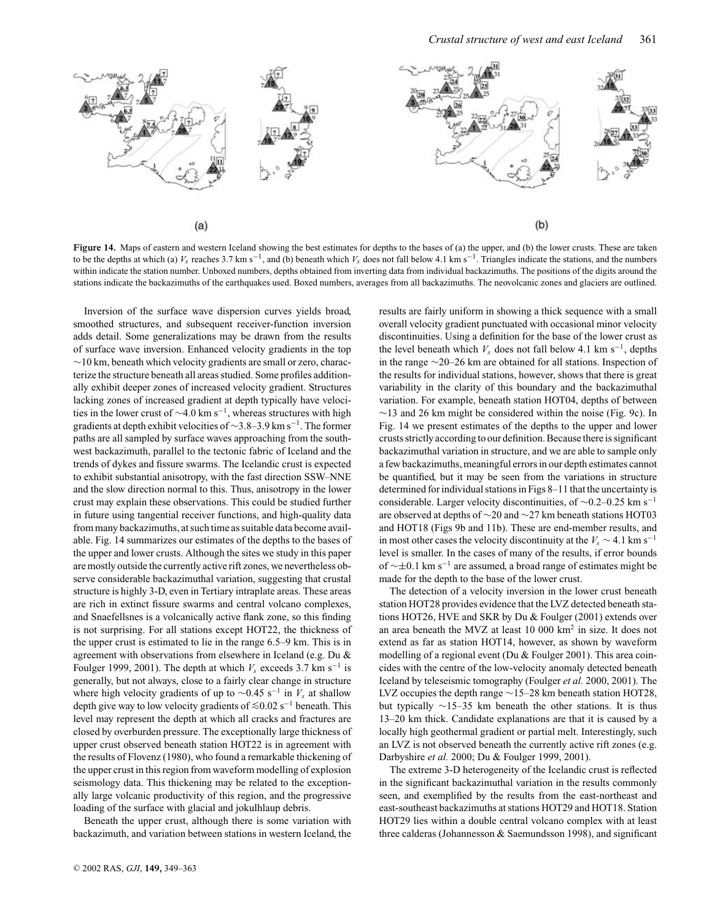(a)

(b)

**Figure 14.** Maps of eastern and western Iceland showing the best estimates for depths to the bases of (a) the upper, and (b) the lower crusts. These are taken to be the depths at which (a) $V_s$ reaches 3.7 km s$^{-1}$, and (b) beneath which $V_s$ does not fall below 4.1 km s$^{-1}$. Triangles indicate the stations, and the numbers within indicate the station number. Unboxed numbers, depths obtained from inverting data from individual backazimuths. The positions of the digits around the stations indicate the backazimuths of the earthquakes used. Boxed numbers, averages from all backazimuths. The neovolcanic zones and glaciers are outlined.

Inversion of the surface wave dispersion curves yields broad, smoothed structures, and subsequent receiver-function inversion adds detail. Some generalizations may be drawn from the results of surface wave inversion. Enhanced velocity gradients in the top ∼10 km, beneath which velocity gradients are small or zero, characterize the structure beneath all areas studied. Some profiles additionally exhibit deeper zones of increased velocity gradient. Structures lacking zones of increased gradient at depth typically have velocities in the lower crust of ∼4.0 km s$^{-1}$, whereas structures with high gradients at depth exhibit velocities of ∼3.8–3.9 km s$^{-1}$. The former paths are all sampled by surface waves approaching from the southwest backazimuth, parallel to the tectonic fabric of Iceland and the trends of dykes and fissure swarms. The Icelandic crust is expected to exhibit substantial anisotropy, with the fast direction SSW–NNE and the slow direction normal to this. Thus, anisotropy in the lower crust may explain these observations. This could be studied further in future using tangential receiver functions, and high-quality data from many backazimuths, at such time as suitable data become available. Fig. 14 summarizes our estimates of the depths to the bases of the upper and lower crusts. Although the sites we study in this paper are mostly outside the currently active rift zones, we nevertheless observe considerable backazimuthal variation, suggesting that crustal structure is highly 3-D, even in Tertiary intraplate areas. These areas are rich in extinct fissure swarms and central volcano complexes, and Snaefellsnes is a volcanically active flank zone, so this finding is not surprising. For all stations except HOT22, the thickness of the upper crust is estimated to lie in the range 6.5–9 km. This is in agreement with observations from elsewhere in Iceland (e.g. Du & Foulger 1999, 2001). The depth at which $V_s$ exceeds 3.7 km s$^{-1}$ is generally, but not always, close to a fairly clear change in structure where high velocity gradients of up to ∼0.45 s$^{-1}$ in $V_s$ at shallow depth give way to low velocity gradients of ≲0.02 s$^{-1}$ beneath. This level may represent the depth at which all cracks and fractures are closed by overburden pressure. The exceptionally large thickness of upper crust observed beneath station HOT22 is in agreement with the results of Flovenz (1980), who found a remarkable thickening of the upper crust in this region from waveform modelling of explosion seismology data. This thickening may be related to the exceptionally large volcanic productivity of this region, and the progressive loading of the surface with glacial and jokulhlaup debris.

Beneath the upper crust, although there is some variation with backazimuth, and variation between stations in western Iceland, the results are fairly uniform in showing a thick sequence with a small overall velocity gradient punctuated with occasional minor velocity discontinuities. Using a definition for the base of the lower crust as the level beneath which $V_s$ does not fall below 4.1 km s$^{-1}$, depths in the range ∼20–26 km are obtained for all stations. Inspection of the results for individual stations, however, shows that there is great variability in the clarity of this boundary and the backazimuthal variation. For example, beneath station HOT04, depths of between ∼13 and 26 km might be considered within the noise (Fig. 9c). In Fig. 14 we present estimates of the depths to the upper and lower crusts strictly according to our definition. Because there is significant backazimuthal variation in structure, and we are able to sample only a few backazimuths, meaningful errors in our depth estimates cannot be quantified, but it may be seen from the variations in structure determined for individual stations in Figs 8–11 that the uncertainty is considerable. Larger velocity discontinuities, of ∼0.2–0.25 km s$^{-1}$ are observed at depths of ∼20 and ∼27 km beneath stations HOT03 and HOT18 (Figs 9b and 11b). These are end-member results, and in most other cases the velocity discontinuity at the $V_s$ ∼ 4.1 km s$^{-1}$ level is smaller. In the cases of many of the results, if error bounds of ∼±0.1 km s$^{-1}$ are assumed, a broad range of estimates might be made for the depth to the base of the lower crust.

The detection of a velocity inversion in the lower crust beneath station HOT28 provides evidence that the LVZ detected beneath stations HOT26, HVE and SKR by Du & Foulger (2001) extends over an area beneath the MVZ at least 10 000 km$^2$ in size. It does not extend as far as station HOT14, however, as shown by waveform modelling of a regional event (Du & Foulger 2001). This area coincides with the centre of the low-velocity anomaly detected beneath Iceland by teleseismic tomography (Foulger *et al.* 2000, 2001). The LVZ occupies the depth range ∼15–28 km beneath station HOT28, but typically ∼15–35 km beneath the other stations. It is thus 13–20 km thick. Candidate explanations are that it is caused by a locally high geothermal gradient or partial melt. Interestingly, such an LVZ is not observed beneath the currently active rift zones (e.g. Darbyshire *et al.* 2000; Du & Foulger 1999, 2001).

The extreme 3-D heterogeneity of the Icelandic crust is reflected in the significant backazimuthal variation in the results commonly seen, and exemplified by the results from the east-northeast and east-southeast backazimuths at stations HOT29 and HOT18. Station HOT29 lies within a double central volcano complex with at least three calderas (Johannesson & Saemundsson 1998), and significant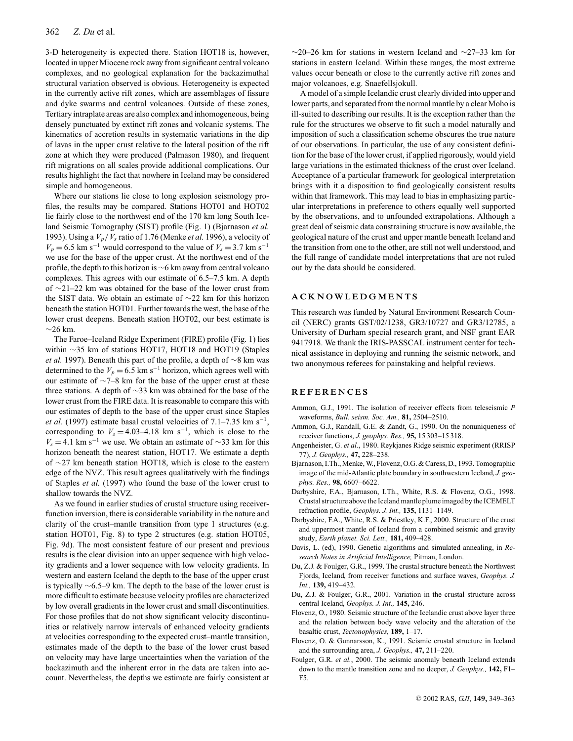3-D heterogeneity is expected there. Station HOT18 is, however, located in upper Miocene rock away from significant central volcano complexes, and no geological explanation for the backazimuthal structural variation observed is obvious. Heterogeneity is expected in the currently active rift zones, which are assemblages of fissure and dyke swarms and central volcanoes. Outside of these zones, Tertiary intraplate areas are also complex and inhomogeneous, being densely punctuated by extinct rift zones and volcanic systems. The kinematics of accretion results in systematic variations in the dip of lavas in the upper crust relative to the lateral position of the rift zone at which they were produced (Palmason 1980), and frequent rift migrations on all scales provide additional complications. Our results highlight the fact that nowhere in Iceland may be considered simple and homogeneous.

Where our stations lie close to long explosion seismology profiles, the results may be compared. Stations HOT01 and HOT02 lie fairly close to the northwest end of the 170 km long South Iceland Seismic Tomography (SIST) profile (Fig. 1) (Bjarnason *et al.* 1993). Using a $V_p/V_s$ ratio of 1.76 (Menke *et al.* 1996), a velocity of $V_p = 6.5$ km s$^{-1}$ would correspond to the value of $V_s = 3.7$ km s$^{-1}$ we use for the base of the upper crust. At the northwest end of the profile, the depth to this horizon is ~6 km away from central volcano complexes. This agrees with our estimate of 6.5–7.5 km. A depth of ~21–22 km was obtained for the base of the lower crust from the SIST data. We obtain an estimate of ~22 km for this horizon beneath the station HOT01. Further towards the west, the base of the lower crust deepens. Beneath station HOT02, our best estimate is ~26 km.

The Faroe–Iceland Ridge Experiment (FIRE) profile (Fig. 1) lies within ~35 km of stations HOT17, HOT18 and HOT19 (Staples *et al.* 1997). Beneath this part of the profile, a depth of ~8 km was determined to the $V_p = 6.5$ km s$^{-1}$ horizon, which agrees well with our estimate of ~7–8 km for the base of the upper crust at these three stations. A depth of ~33 km was obtained for the base of the lower crust from the FIRE data. It is reasonable to compare this with our estimates of depth to the base of the upper crust since Staples *et al.* (1997) estimate basal crustal velocities of 7.1–7.35 km s$^{-1}$, corresponding to $V_s = 4.03$–4.18 km s$^{-1}$, which is close to the $V_s = 4.1$ km s$^{-1}$ we use. We obtain an estimate of ~33 km for this horizon beneath the nearest station, HOT17. We estimate a depth of ~27 km beneath station HOT18, which is close to the eastern edge of the NVZ. This result agrees qualitatively with the findings of Staples *et al.* (1997) who found the base of the lower crust to shallow towards the NVZ.

As we found in earlier studies of crustal structure using receiver-function inversion, there is considerable variability in the nature and clarity of the crust–mantle transition from type 1 structures (e.g. station HOT01, Fig. 8) to type 2 structures (e.g. station HOT05, Fig. 9d). The most consistent feature of our present and previous results is the clear division into an upper sequence with high velocity gradients and a lower sequence with low velocity gradients. In western and eastern Iceland the depth to the base of the upper crust is typically ~6.5–9 km. The depth to the base of the lower crust is more difficult to estimate because velocity profiles are characterized by low overall gradients in the lower crust and small discontinuities. For those profiles that do not show significant velocity discontinuities or relatively narrow intervals of enhanced velocity gradients at velocities corresponding to the expected crust–mantle transition, estimates made of the depth to the base of the lower crust based on velocity may have large uncertainties when the variation of the backazimuth and the inherent error in the data are taken into account. Nevertheless, the depths we estimate are fairly consistent at ~20–26 km for stations in western Iceland and ~27–33 km for stations in eastern Iceland. Within these ranges, the most extreme values occur beneath or close to the currently active rift zones and major volcanoes, e.g. Snaefellsjokull.

A model of a simple Icelandic crust clearly divided into upper and lower parts, and separated from the normal mantle by a clear Moho is ill-suited to describing our results. It is the exception rather than the rule for the structures we observe to fit such a model naturally and imposition of such a classification scheme obscures the true nature of our observations. In particular, the use of any consistent definition for the base of the lower crust, if applied rigorously, would yield large variations in the estimated thickness of the crust over Iceland. Acceptance of a particular framework for geological interpretation brings with it a disposition to find geologically consistent results within that framework. This may lead to bias in emphasizing particular interpretations in preference to others equally well supported by the observations, and to unfounded extrapolations. Although a great deal of seismic data constraining structure is now available, the geological nature of the crust and upper mantle beneath Iceland and the transition from one to the other, are still not well understood, and the full range of candidate model interpretations that are not ruled out by the data should be considered.

## ACKNOWLEDGMENTS

This research was funded by Natural Environment Research Council (NERC) grants GST/02/1238, GR3/10727 and GR3/12785, a University of Durham special research grant, and NSF grant EAR 9417918. We thank the IRIS-PASSCAL instrument center for technical assistance in deploying and running the seismic network, and two anonymous referees for painstaking and helpful reviews.

## REFERENCES

Ammon, G.J., 1991. The isolation of receiver effects from teleseismic *P* waveforms, *Bull. seism. Soc. Am.,* **81,** 2504–2510.

Ammon, G.J., Randall, G.E. & Zandt, G., 1990. On the nonuniqueness of receiver functions, *J. geophys. Res.,* **95,** 15 303–15 318.

Angenheister, G. *et al.*, 1980. Reykjanes Ridge seismic experiment (RRISP 77), *J. Geophys.,* **47,** 228–238.

Bjarnason, I.Th., Menke, W., Flovenz, O.G. & Caress, D., 1993. Tomographic image of the mid-Atlantic plate boundary in southwestern Iceland, *J. geophys. Res.,* **98,** 6607–6622.

Darbyshire, F.A., Bjarnason, I.Th., White, R.S. & Flovenz, O.G., 1998. Crustal structure above the Iceland mantle plume imaged by the ICEMELT refraction profile, *Geophys. J. Int.,* **135,** 1131–1149.

Darbyshire, F.A., White, R.S. & Priestley, K.F., 2000. Structure of the crust and uppermost mantle of Iceland from a combined seismic and gravity study, *Earth planet. Sci. Lett.,* **181,** 409–428.

Davis, L. (ed), 1990. Genetic algorithms and simulated annealing, in *Research Notes in Artificial Intelligence,* Pitman, London.

Du, Z.J. & Foulger, G.R., 1999. The crustal structure beneath the Northwest Fjords, Iceland, from receiver functions and surface waves, *Geophys. J. Int.,* **139,** 419–432.

Du, Z.J. & Foulger, G.R., 2001. Variation in the crustal structure across central Iceland, *Geophys. J. Int.,* **145,** 246.

Flovenz, O., 1980. Seismic structure of the Icelandic crust above layer three and the relation between body wave velocity and the alteration of the basaltic crust, *Tectonophysics,* **189,** 1–17.

Flovenz, O. & Gunnarsson, K., 1991. Seismic crustal structure in Iceland and the surrounding area, *J. Geophys.,* **47,** 211–220.

Foulger, G.R. *et al.*, 2000. The seismic anomaly beneath Iceland extends down to the mantle transition zone and no deeper, *J. Geophys.,* **142,** F1–F5.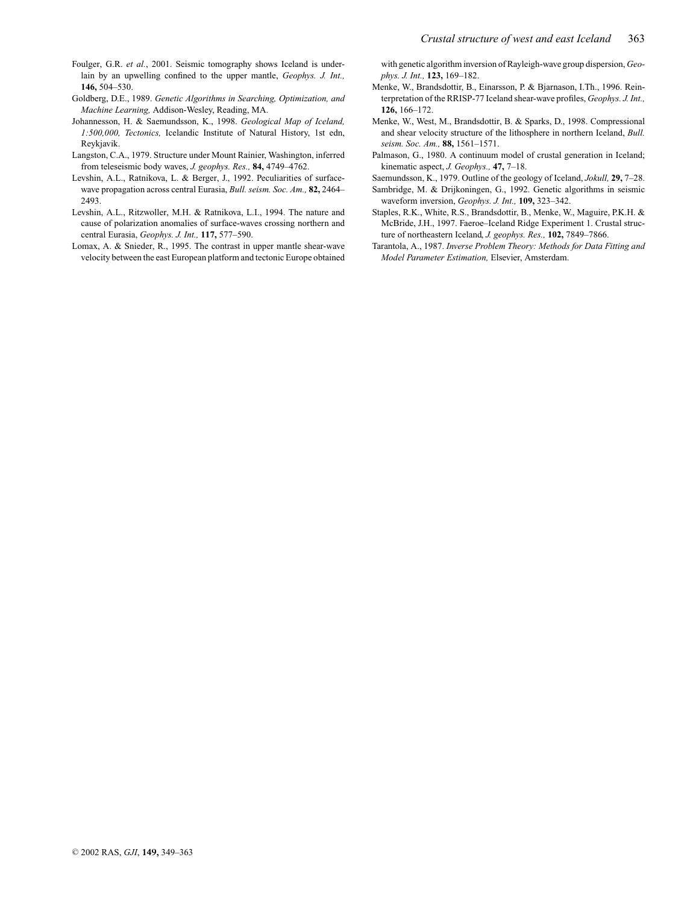Foulger, G.R. *et al.*, 2001. Seismic tomography shows Iceland is underlain by an upwelling confined to the upper mantle, *Geophys. J. Int.,* **146,** 504–530.

Goldberg, D.E., 1989. *Genetic Algorithms in Searching, Optimization, and Machine Learning,* Addison-Wesley, Reading, MA.

Johannesson, H. & Saemundsson, K., 1998. *Geological Map of Iceland, 1:500,000, Tectonics,* Icelandic Institute of Natural History, 1st edn, Reykjavik.

Langston, C.A., 1979. Structure under Mount Rainier, Washington, inferred from teleseismic body waves, *J. geophys. Res.,* **84,** 4749–4762.

Levshin, A.L., Ratnikova, L. & Berger, J., 1992. Peculiarities of surface-wave propagation across central Eurasia, *Bull. seism. Soc. Am.,* **82,** 2464–2493.

Levshin, A.L., Ritzwoller, M.H. & Ratnikova, L.I., 1994. The nature and cause of polarization anomalies of surface-waves crossing northern and central Eurasia, *Geophys. J. Int.,* **117,** 577–590.

Lomax, A. & Snieder, R., 1995. The contrast in upper mantle shear-wave velocity between the east European platform and tectonic Europe obtained with genetic algorithm inversion of Rayleigh-wave group dispersion, *Geophys. J. Int.,* **123,** 169–182.

Menke, W., Brandsdottir, B., Einarsson, P. & Bjarnason, I.Th., 1996. Reinterpretation of the RRISP-77 Iceland shear-wave profiles, *Geophys. J. Int.,* **126,** 166–172.

Menke, W., West, M., Brandsdottir, B. & Sparks, D., 1998. Compressional and shear velocity structure of the lithosphere in northern Iceland, *Bull. seism. Soc. Am.,* **88,** 1561–1571.

Palmason, G., 1980. A continuum model of crustal generation in Iceland; kinematic aspect, *J. Geophys.,* **47,** 7–18.

Saemundsson, K., 1979. Outline of the geology of Iceland, *Jokull,* **29,** 7–28.

Sambridge, M. & Drijkoningen, G., 1992. Genetic algorithms in seismic waveform inversion, *Geophys. J. Int.,* **109,** 323–342.

Staples, R.K., White, R.S., Brandsdottir, B., Menke, W., Maguire, P.K.H. & McBride, J.H., 1997. Faeroe–Iceland Ridge Experiment 1. Crustal structure of northeastern Iceland, *J. geophys. Res.,* **102,** 7849–7866.

Tarantola, A., 1987. *Inverse Problem Theory: Methods for Data Fitting and Model Parameter Estimation,* Elsevier, Amsterdam.